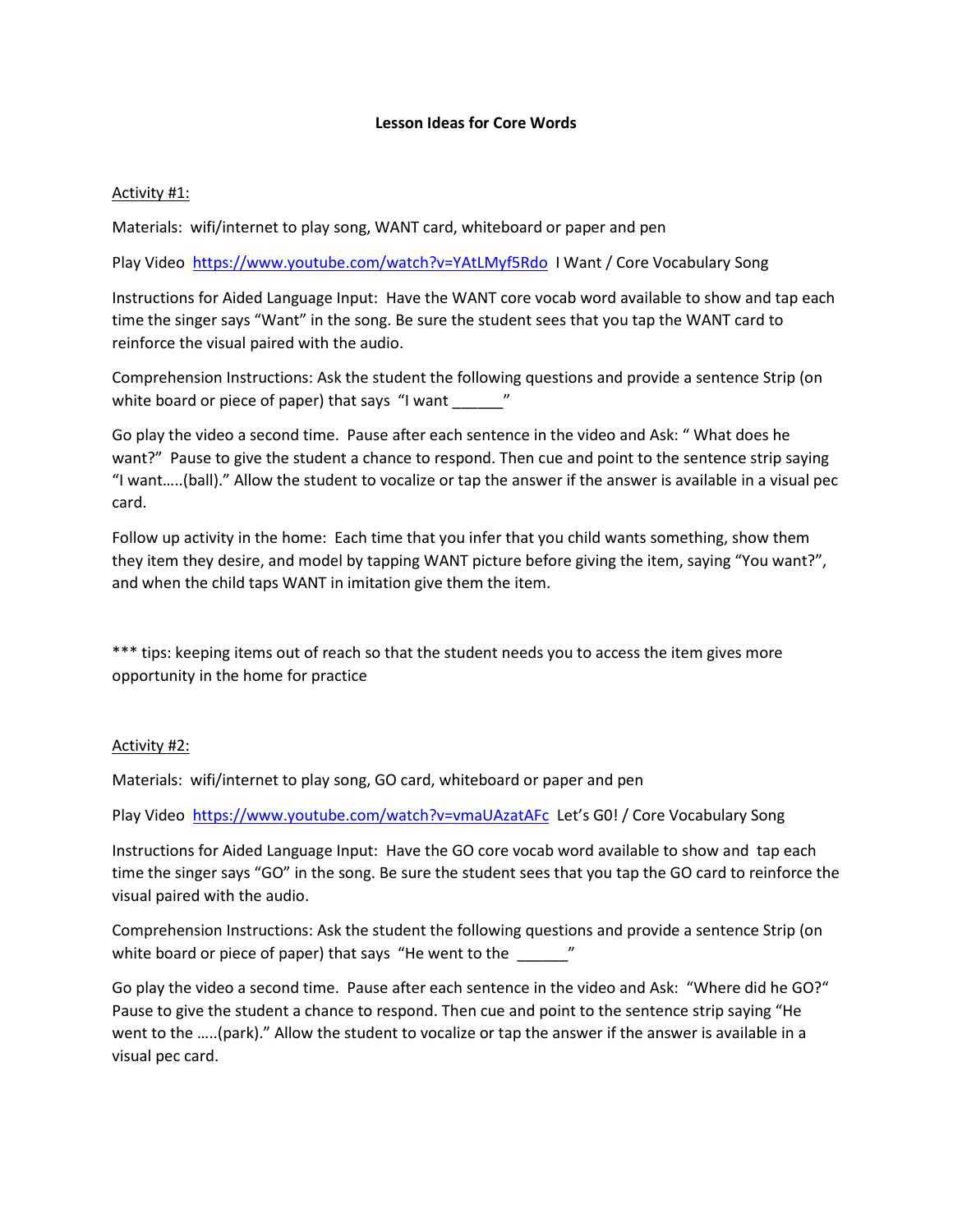**Lesson Ideas for Core Words**

Activity #1:

Materials: wifi/internet to play song, WANT card, whiteboard or paper and pen

Play Video [https://www.youtube.com/watch?v=YAtLMyf5Rdo](https://www.youtube.com/watch?v=YAtLMyf5Rdo) I Want / Core Vocabulary Song

Instructions for Aided Language Input: Have the WANT core vocab word available to show and tap each time the singer says "Want" in the song. Be sure the student sees that you tap the WANT card to reinforce the visual paired with the audio.

Comprehension Instructions: Ask the student the following questions and provide a sentence Strip (on white board or piece of paper) that says "I want ______"

Go play the video a second time. Pause after each sentence in the video and Ask: " What does he want?" Pause to give the student a chance to respond. Then cue and point to the sentence strip saying "I want…..(ball)." Allow the student to vocalize or tap the answer if the answer is available in a visual pec card.

Follow up activity in the home: Each time that you infer that you child wants something, show them they item they desire, and model by tapping WANT picture before giving the item, saying "You want?", and when the child taps WANT in imitation give them the item.

*** tips: keeping items out of reach so that the student needs you to access the item gives more opportunity in the home for practice

Activity #2:

Materials: wifi/internet to play song, GO card, whiteboard or paper and pen

Play Video [https://www.youtube.com/watch?v=vmaUAzatAFc](https://www.youtube.com/watch?v=vmaUAzatAFc) Let's G0! / Core Vocabulary Song

Instructions for Aided Language Input: Have the GO core vocab word available to show and tap each time the singer says "GO" in the song. Be sure the student sees that you tap the GO card to reinforce the visual paired with the audio.

Comprehension Instructions: Ask the student the following questions and provide a sentence Strip (on white board or piece of paper) that says "He went to the ______"

Go play the video a second time. Pause after each sentence in the video and Ask: "Where did he GO?" Pause to give the student a chance to respond. Then cue and point to the sentence strip saying "He went to the …..(park)." Allow the student to vocalize or tap the answer if the answer is available in a visual pec card.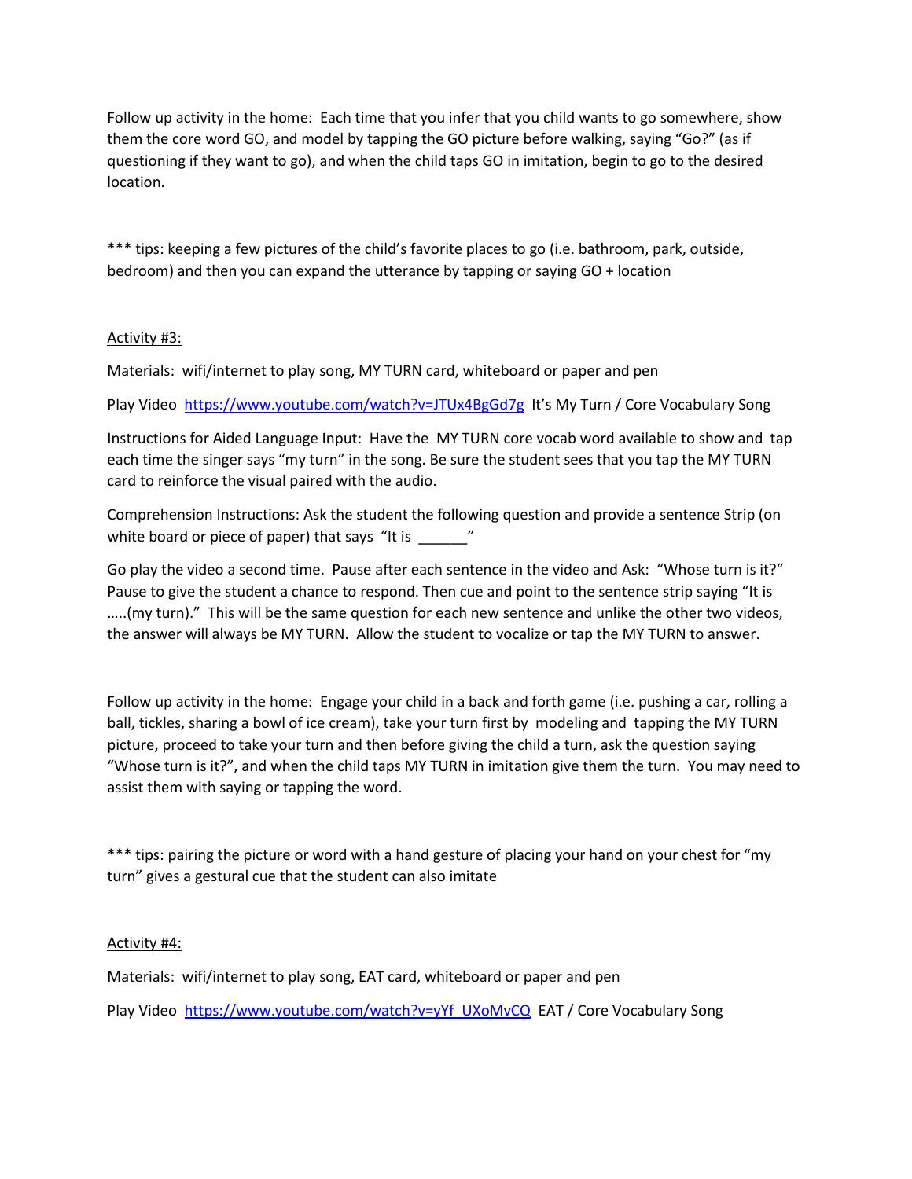Follow up activity in the home: Each time that you infer that you child wants to go somewhere, show them the core word GO, and model by tapping the GO picture before walking, saying "Go?" (as if questioning if they want to go), and when the child taps GO in imitation, begin to go to the desired location.

*** tips: keeping a few pictures of the child's favorite places to go (i.e. bathroom, park, outside, bedroom) and then you can expand the utterance by tapping or saying GO + location

<u>Activity #3:</u>

Materials: wifi/internet to play song, MY TURN card, whiteboard or paper and pen

Play Video [https://www.youtube.com/watch?v=JTUx4BgGd7g](https://www.youtube.com/watch?v=JTUx4BgGd7g) It's My Turn / Core Vocabulary Song

Instructions for Aided Language Input: Have the MY TURN core vocab word available to show and tap each time the singer says "my turn" in the song. Be sure the student sees that you tap the MY TURN card to reinforce the visual paired with the audio.

Comprehension Instructions: Ask the student the following question and provide a sentence Strip (on white board or piece of paper) that says "It is ______"

Go play the video a second time. Pause after each sentence in the video and Ask: "Whose turn is it?" Pause to give the student a chance to respond. Then cue and point to the sentence strip saying "It is …..(my turn)." This will be the same question for each new sentence and unlike the other two videos, the answer will always be MY TURN. Allow the student to vocalize or tap the MY TURN to answer.

Follow up activity in the home: Engage your child in a back and forth game (i.e. pushing a car, rolling a ball, tickles, sharing a bowl of ice cream), take your turn first by modeling and tapping the MY TURN picture, proceed to take your turn and then before giving the child a turn, ask the question saying "Whose turn is it?", and when the child taps MY TURN in imitation give them the turn. You may need to assist them with saying or tapping the word.

*** tips: pairing the picture or word with a hand gesture of placing your hand on your chest for "my turn" gives a gestural cue that the student can also imitate

<u>Activity #4:</u>

Materials: wifi/internet to play song, EAT card, whiteboard or paper and pen

Play Video [https://www.youtube.com/watch?v=yYf_UXoMvCQ](https://www.youtube.com/watch?v=yYf_UXoMvCQ) EAT / Core Vocabulary Song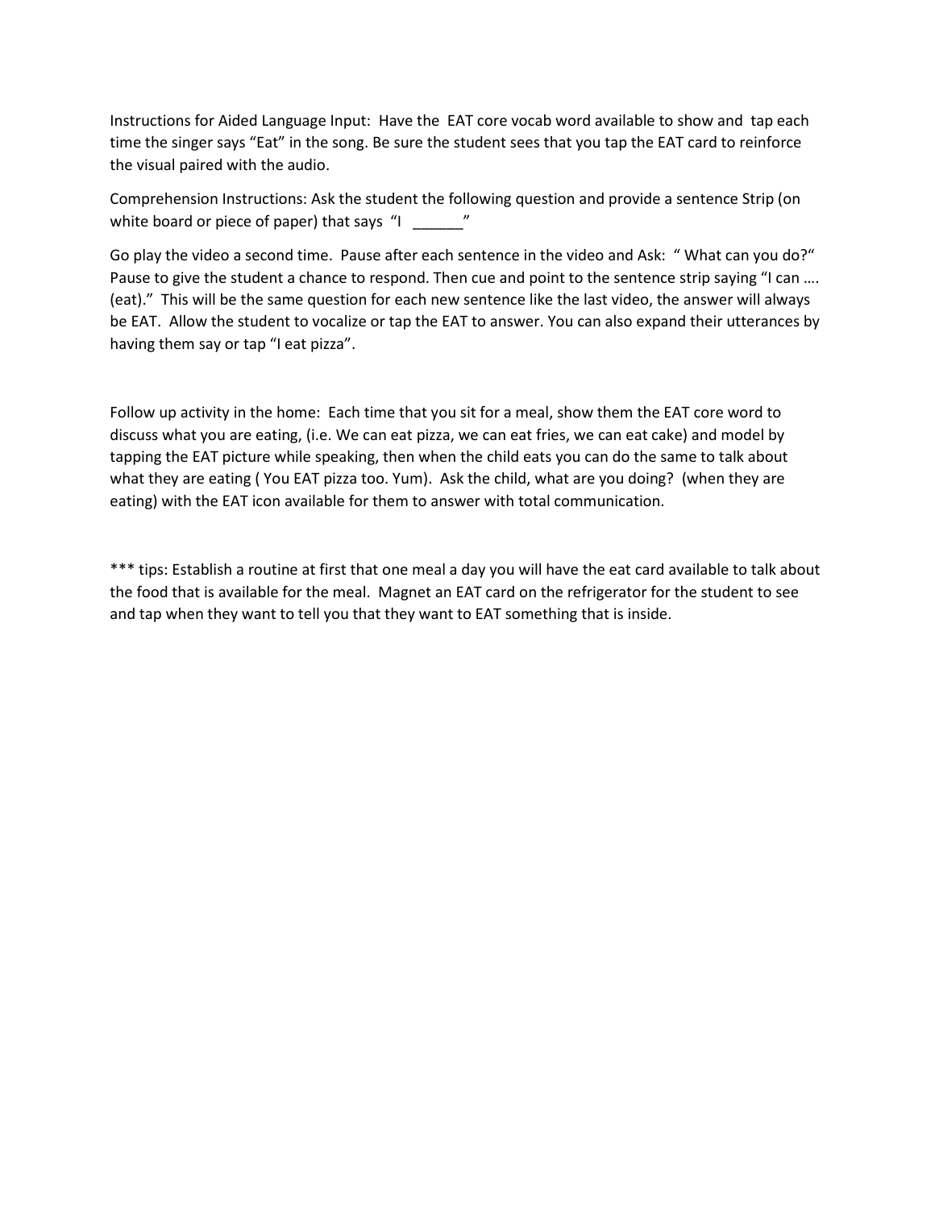Instructions for Aided Language Input: Have the EAT core vocab word available to show and tap each time the singer says "Eat" in the song. Be sure the student sees that you tap the EAT card to reinforce the visual paired with the audio.

Comprehension Instructions: Ask the student the following question and provide a sentence Strip (on white board or piece of paper) that says "I ______"

Go play the video a second time. Pause after each sentence in the video and Ask: " What can you do?" Pause to give the student a chance to respond. Then cue and point to the sentence strip saying "I can …. (eat)." This will be the same question for each new sentence like the last video, the answer will always be EAT. Allow the student to vocalize or tap the EAT to answer. You can also expand their utterances by having them say or tap "I eat pizza".

Follow up activity in the home: Each time that you sit for a meal, show them the EAT core word to discuss what you are eating, (i.e. We can eat pizza, we can eat fries, we can eat cake) and model by tapping the EAT picture while speaking, then when the child eats you can do the same to talk about what they are eating ( You EAT pizza too. Yum). Ask the child, what are you doing? (when they are eating) with the EAT icon available for them to answer with total communication.

*** tips: Establish a routine at first that one meal a day you will have the eat card available to talk about the food that is available for the meal. Magnet an EAT card on the refrigerator for the student to see and tap when they want to tell you that they want to EAT something that is inside.